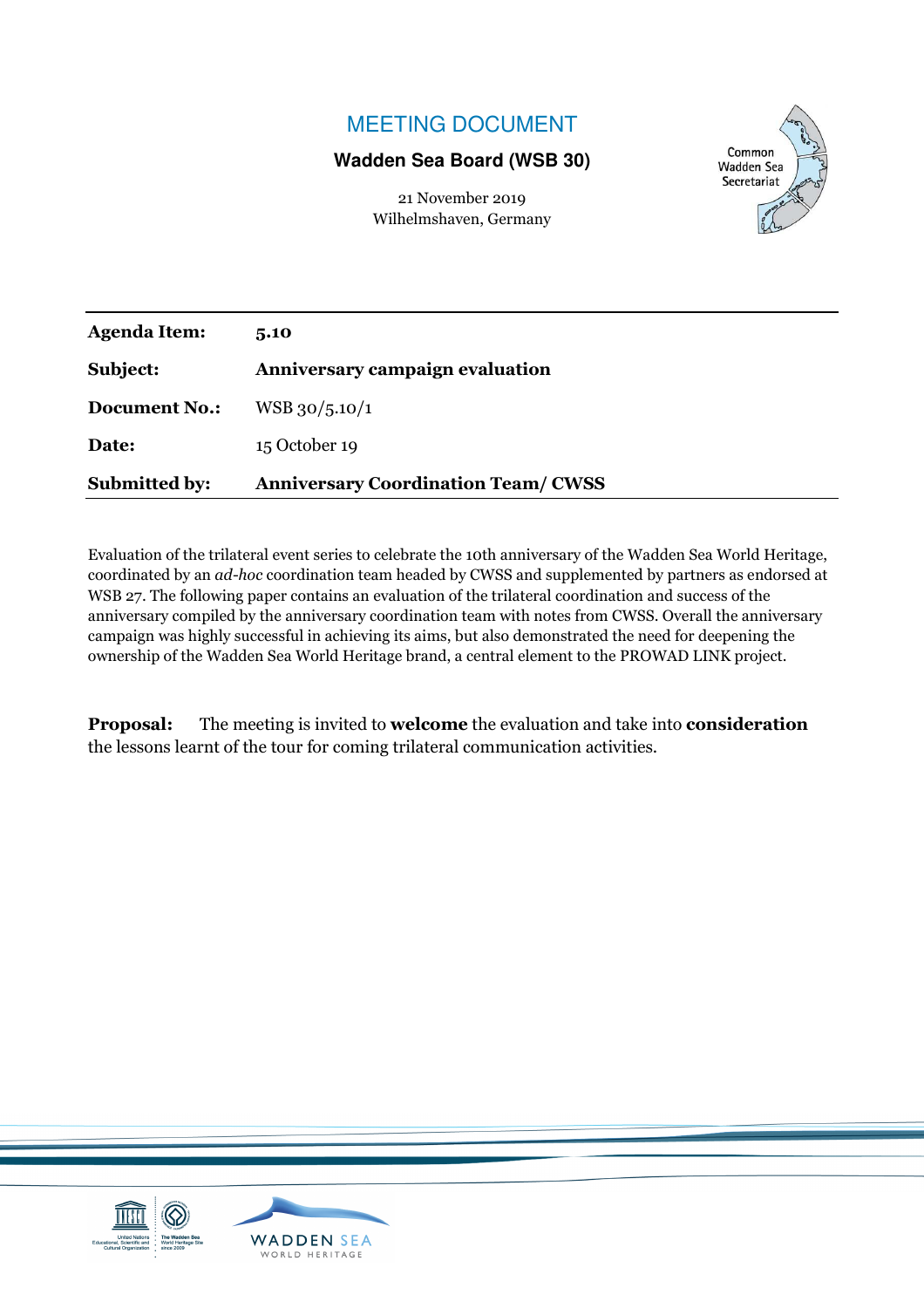# MEETING DOCUMENT

**Wadden Sea Board (WSB 30)**

21 November 2019
Wilhelmshaven, Germany

Common Wadden Sea Secretariat

| | |
|---|---|
| **Agenda Item:** | **5.10** |
| **Subject:** | **Anniversary campaign evaluation** |
| **Document No.:** | WSB 30/5.10/1 |
| **Date:** | 15 October 19 |
| **Submitted by:** | **Anniversary Coordination Team/ CWSS** |

Evaluation of the trilateral event series to celebrate the 10th anniversary of the Wadden Sea World Heritage, coordinated by an *ad-hoc* coordination team headed by CWSS and supplemented by partners as endorsed at WSB 27. The following paper contains an evaluation of the trilateral coordination and success of the anniversary compiled by the anniversary coordination team with notes from CWSS. Overall the anniversary campaign was highly successful in achieving its aims, but also demonstrated the need for deepening the ownership of the Wadden Sea World Heritage brand, a central element to the PROWAD LINK project.

**Proposal:** The meeting is invited to **welcome** the evaluation and take into **consideration** the lessons learnt of the tour for coming trilateral communication activities.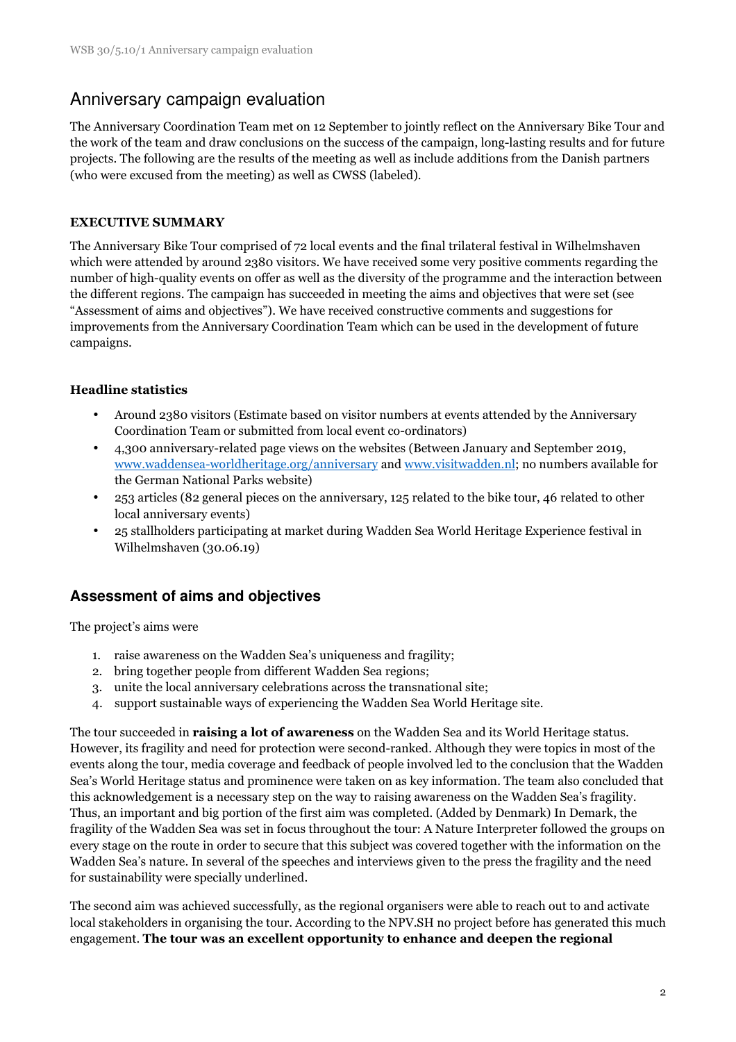# Anniversary campaign evaluation

The Anniversary Coordination Team met on 12 September to jointly reflect on the Anniversary Bike Tour and the work of the team and draw conclusions on the success of the campaign, long-lasting results and for future projects. The following are the results of the meeting as well as include additions from the Danish partners (who were excused from the meeting) as well as CWSS (labeled).

**EXECUTIVE SUMMARY**

The Anniversary Bike Tour comprised of 72 local events and the final trilateral festival in Wilhelmshaven which were attended by around 2380 visitors. We have received some very positive comments regarding the number of high-quality events on offer as well as the diversity of the programme and the interaction between the different regions. The campaign has succeeded in meeting the aims and objectives that were set (see "Assessment of aims and objectives"). We have received constructive comments and suggestions for improvements from the Anniversary Coordination Team which can be used in the development of future campaigns.

**Headline statistics**

- Around 2380 visitors (Estimate based on visitor numbers at events attended by the Anniversary Coordination Team or submitted from local event co-ordinators)
- 4,300 anniversary-related page views on the websites (Between January and September 2019, www.waddensea-worldheritage.org/anniversary and www.visitwadden.nl; no numbers available for the German National Parks website)
- 253 articles (82 general pieces on the anniversary, 125 related to the bike tour, 46 related to other local anniversary events)
- 25 stallholders participating at market during Wadden Sea World Heritage Experience festival in Wilhelmshaven (30.06.19)

## Assessment of aims and objectives

The project's aims were

1. raise awareness on the Wadden Sea's uniqueness and fragility;
2. bring together people from different Wadden Sea regions;
3. unite the local anniversary celebrations across the transnational site;
4. support sustainable ways of experiencing the Wadden Sea World Heritage site.

The tour succeeded in **raising a lot of awareness** on the Wadden Sea and its World Heritage status. However, its fragility and need for protection were second-ranked. Although they were topics in most of the events along the tour, media coverage and feedback of people involved led to the conclusion that the Wadden Sea's World Heritage status and prominence were taken on as key information. The team also concluded that this acknowledgement is a necessary step on the way to raising awareness on the Wadden Sea's fragility. Thus, an important and big portion of the first aim was completed. (Added by Denmark) In Demark, the fragility of the Wadden Sea was set in focus throughout the tour: A Nature Interpreter followed the groups on every stage on the route in order to secure that this subject was covered together with the information on the Wadden Sea's nature. In several of the speeches and interviews given to the press the fragility and the need for sustainability were specially underlined.

The second aim was achieved successfully, as the regional organisers were able to reach out to and activate local stakeholders in organising the tour. According to the NPV.SH no project before has generated this much engagement. **The tour was an excellent opportunity to enhance and deepen the regional**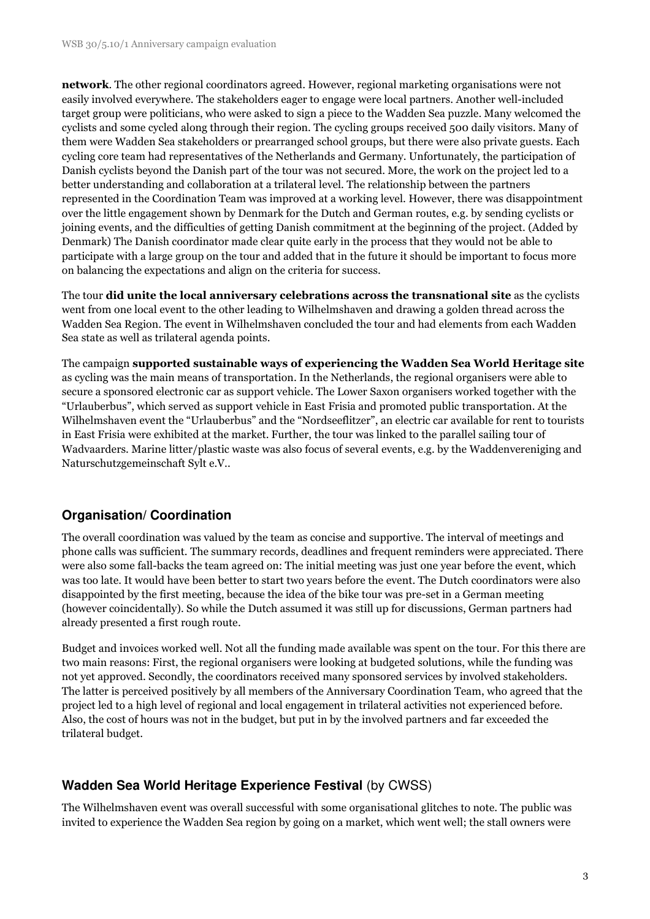**network**. The other regional coordinators agreed. However, regional marketing organisations were not easily involved everywhere. The stakeholders eager to engage were local partners. Another well-included target group were politicians, who were asked to sign a piece to the Wadden Sea puzzle. Many welcomed the cyclists and some cycled along through their region. The cycling groups received 500 daily visitors. Many of them were Wadden Sea stakeholders or prearranged school groups, but there were also private guests. Each cycling core team had representatives of the Netherlands and Germany. Unfortunately, the participation of Danish cyclists beyond the Danish part of the tour was not secured. More, the work on the project led to a better understanding and collaboration at a trilateral level. The relationship between the partners represented in the Coordination Team was improved at a working level. However, there was disappointment over the little engagement shown by Denmark for the Dutch and German routes, e.g. by sending cyclists or joining events, and the difficulties of getting Danish commitment at the beginning of the project. (Added by Denmark) The Danish coordinator made clear quite early in the process that they would not be able to participate with a large group on the tour and added that in the future it should be important to focus more on balancing the expectations and align on the criteria for success.

The tour **did unite the local anniversary celebrations across the transnational site** as the cyclists went from one local event to the other leading to Wilhelmshaven and drawing a golden thread across the Wadden Sea Region. The event in Wilhelmshaven concluded the tour and had elements from each Wadden Sea state as well as trilateral agenda points.

The campaign **supported sustainable ways of experiencing the Wadden Sea World Heritage site** as cycling was the main means of transportation. In the Netherlands, the regional organisers were able to secure a sponsored electronic car as support vehicle. The Lower Saxon organisers worked together with the "Urlauberbus", which served as support vehicle in East Frisia and promoted public transportation. At the Wilhelmshaven event the "Urlauberbus" and the "Nordseeflitzer", an electric car available for rent to tourists in East Frisia were exhibited at the market. Further, the tour was linked to the parallel sailing tour of Wadvaarders. Marine litter/plastic waste was also focus of several events, e.g. by the Waddenvereniging and Naturschutzgemeinschaft Sylt e.V..

## Organisation/ Coordination

The overall coordination was valued by the team as concise and supportive. The interval of meetings and phone calls was sufficient. The summary records, deadlines and frequent reminders were appreciated. There were also some fall-backs the team agreed on: The initial meeting was just one year before the event, which was too late. It would have been better to start two years before the event. The Dutch coordinators were also disappointed by the first meeting, because the idea of the bike tour was pre-set in a German meeting (however coincidentally). So while the Dutch assumed it was still up for discussions, German partners had already presented a first rough route.

Budget and invoices worked well. Not all the funding made available was spent on the tour. For this there are two main reasons: First, the regional organisers were looking at budgeted solutions, while the funding was not yet approved. Secondly, the coordinators received many sponsored services by involved stakeholders. The latter is perceived positively by all members of the Anniversary Coordination Team, who agreed that the project led to a high level of regional and local engagement in trilateral activities not experienced before. Also, the cost of hours was not in the budget, but put in by the involved partners and far exceeded the trilateral budget.

## Wadden Sea World Heritage Experience Festival (by CWSS)

The Wilhelmshaven event was overall successful with some organisational glitches to note. The public was invited to experience the Wadden Sea region by going on a market, which went well; the stall owners were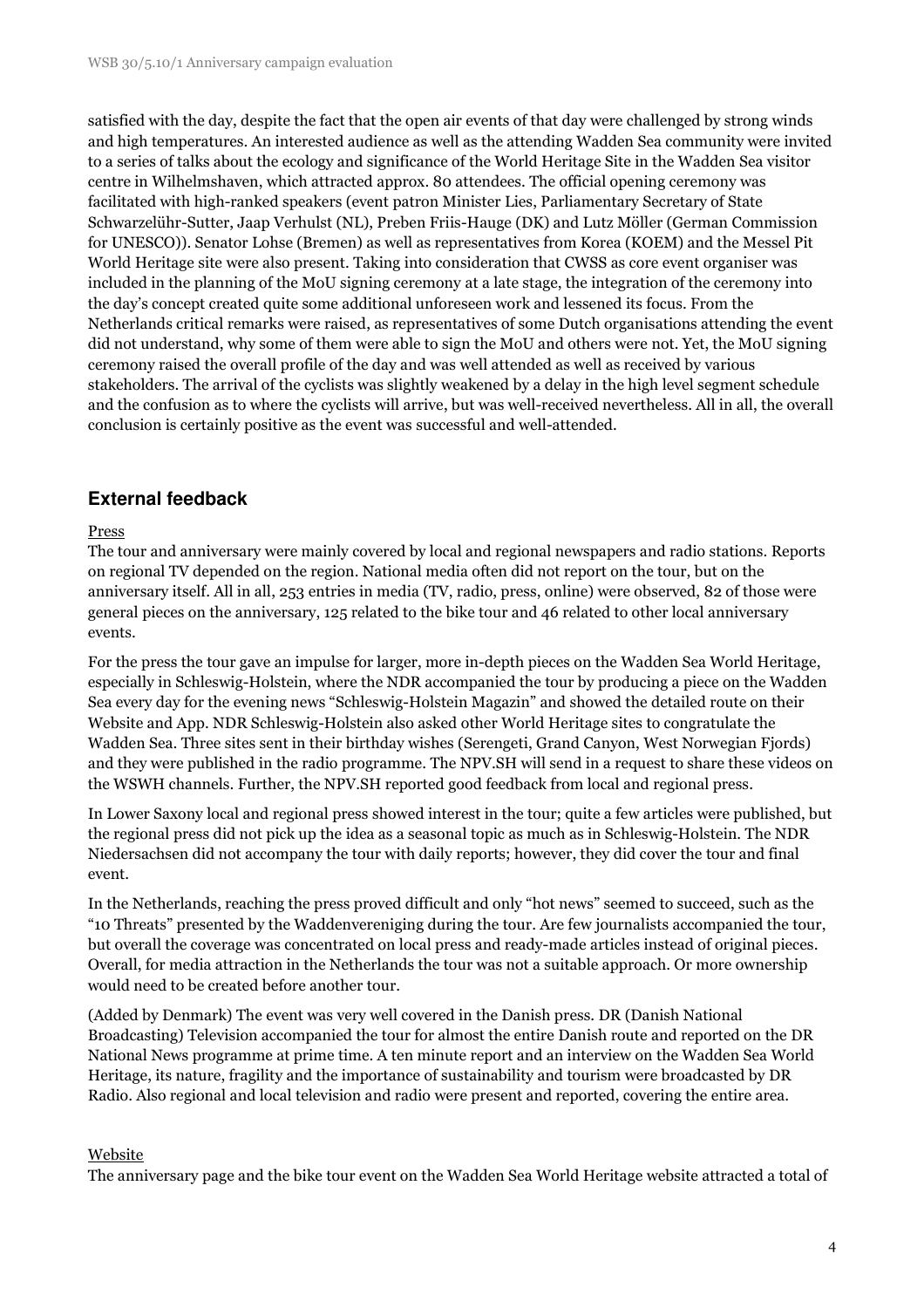satisfied with the day, despite the fact that the open air events of that day were challenged by strong winds and high temperatures. An interested audience as well as the attending Wadden Sea community were invited to a series of talks about the ecology and significance of the World Heritage Site in the Wadden Sea visitor centre in Wilhelmshaven, which attracted approx. 80 attendees. The official opening ceremony was facilitated with high-ranked speakers (event patron Minister Lies, Parliamentary Secretary of State Schwarzelühr-Sutter, Jaap Verhulst (NL), Preben Friis-Hauge (DK) and Lutz Möller (German Commission for UNESCO)). Senator Lohse (Bremen) as well as representatives from Korea (KOEM) and the Messel Pit World Heritage site were also present. Taking into consideration that CWSS as core event organiser was included in the planning of the MoU signing ceremony at a late stage, the integration of the ceremony into the day's concept created quite some additional unforeseen work and lessened its focus. From the Netherlands critical remarks were raised, as representatives of some Dutch organisations attending the event did not understand, why some of them were able to sign the MoU and others were not. Yet, the MoU signing ceremony raised the overall profile of the day and was well attended as well as received by various stakeholders. The arrival of the cyclists was slightly weakened by a delay in the high level segment schedule and the confusion as to where the cyclists will arrive, but was well-received nevertheless. All in all, the overall conclusion is certainly positive as the event was successful and well-attended.

## External feedback

Press

The tour and anniversary were mainly covered by local and regional newspapers and radio stations. Reports on regional TV depended on the region. National media often did not report on the tour, but on the anniversary itself. All in all, 253 entries in media (TV, radio, press, online) were observed, 82 of those were general pieces on the anniversary, 125 related to the bike tour and 46 related to other local anniversary events.

For the press the tour gave an impulse for larger, more in-depth pieces on the Wadden Sea World Heritage, especially in Schleswig-Holstein, where the NDR accompanied the tour by producing a piece on the Wadden Sea every day for the evening news "Schleswig-Holstein Magazin" and showed the detailed route on their Website and App. NDR Schleswig-Holstein also asked other World Heritage sites to congratulate the Wadden Sea. Three sites sent in their birthday wishes (Serengeti, Grand Canyon, West Norwegian Fjords) and they were published in the radio programme. The NPV.SH will send in a request to share these videos on the WSWH channels. Further, the NPV.SH reported good feedback from local and regional press.

In Lower Saxony local and regional press showed interest in the tour; quite a few articles were published, but the regional press did not pick up the idea as a seasonal topic as much as in Schleswig-Holstein. The NDR Niedersachsen did not accompany the tour with daily reports; however, they did cover the tour and final event.

In the Netherlands, reaching the press proved difficult and only "hot news" seemed to succeed, such as the "10 Threats" presented by the Waddenvereniging during the tour. Are few journalists accompanied the tour, but overall the coverage was concentrated on local press and ready-made articles instead of original pieces. Overall, for media attraction in the Netherlands the tour was not a suitable approach. Or more ownership would need to be created before another tour.

(Added by Denmark) The event was very well covered in the Danish press. DR (Danish National Broadcasting) Television accompanied the tour for almost the entire Danish route and reported on the DR National News programme at prime time. A ten minute report and an interview on the Wadden Sea World Heritage, its nature, fragility and the importance of sustainability and tourism were broadcasted by DR Radio. Also regional and local television and radio were present and reported, covering the entire area.

Website

The anniversary page and the bike tour event on the Wadden Sea World Heritage website attracted a total of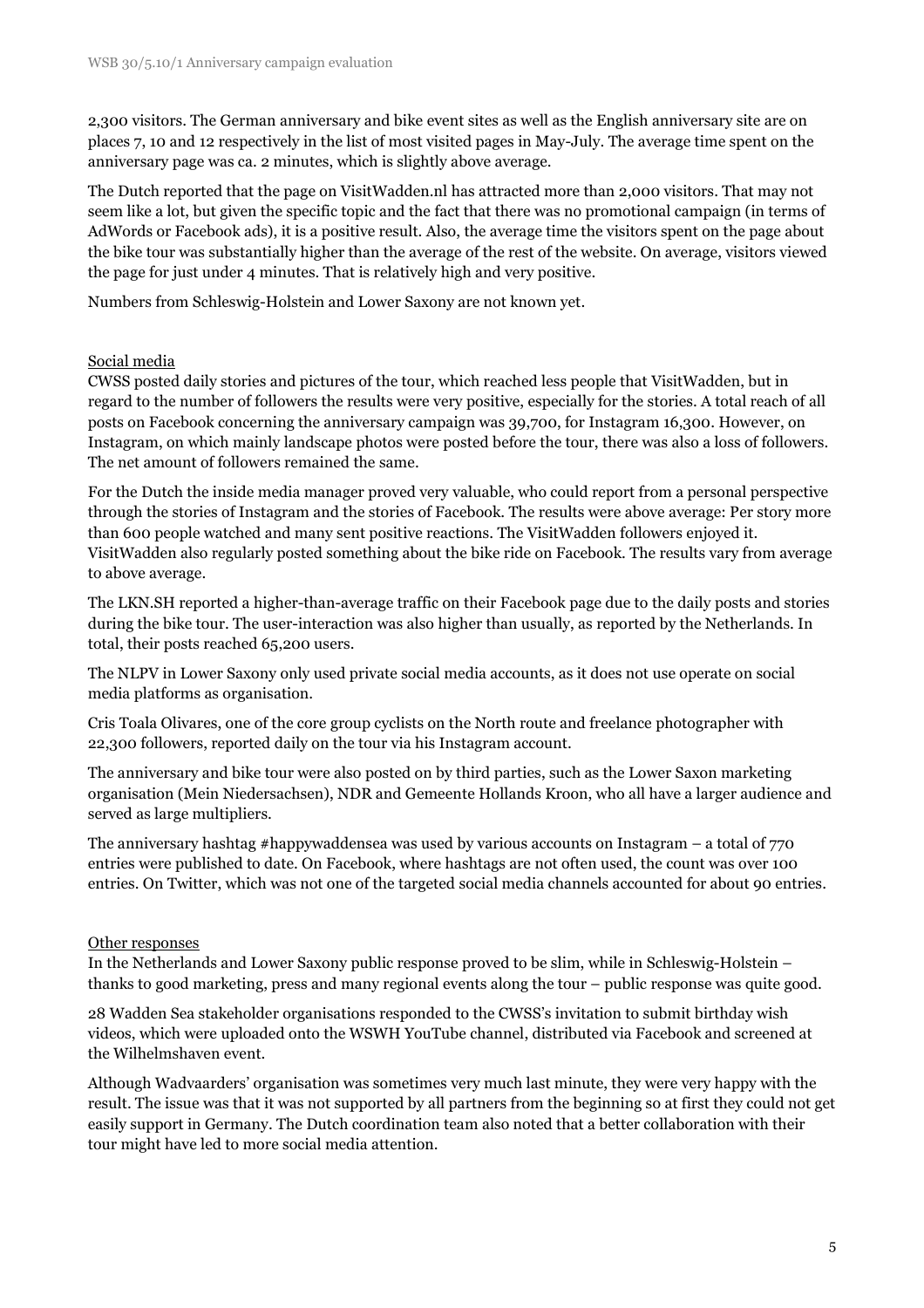2,300 visitors. The German anniversary and bike event sites as well as the English anniversary site are on places 7, 10 and 12 respectively in the list of most visited pages in May-July. The average time spent on the anniversary page was ca. 2 minutes, which is slightly above average.

The Dutch reported that the page on VisitWadden.nl has attracted more than 2,000 visitors. That may not seem like a lot, but given the specific topic and the fact that there was no promotional campaign (in terms of AdWords or Facebook ads), it is a positive result. Also, the average time the visitors spent on the page about the bike tour was substantially higher than the average of the rest of the website. On average, visitors viewed the page for just under 4 minutes. That is relatively high and very positive.

Numbers from Schleswig-Holstein and Lower Saxony are not known yet.

<u>Social media</u>

CWSS posted daily stories and pictures of the tour, which reached less people that VisitWadden, but in regard to the number of followers the results were very positive, especially for the stories. A total reach of all posts on Facebook concerning the anniversary campaign was 39,700, for Instagram 16,300. However, on Instagram, on which mainly landscape photos were posted before the tour, there was also a loss of followers. The net amount of followers remained the same.

For the Dutch the inside media manager proved very valuable, who could report from a personal perspective through the stories of Instagram and the stories of Facebook. The results were above average: Per story more than 600 people watched and many sent positive reactions. The VisitWadden followers enjoyed it. VisitWadden also regularly posted something about the bike ride on Facebook. The results vary from average to above average.

The LKN.SH reported a higher-than-average traffic on their Facebook page due to the daily posts and stories during the bike tour. The user-interaction was also higher than usually, as reported by the Netherlands. In total, their posts reached 65,200 users.

The NLPV in Lower Saxony only used private social media accounts, as it does not use operate on social media platforms as organisation.

Cris Toala Olivares, one of the core group cyclists on the North route and freelance photographer with 22,300 followers, reported daily on the tour via his Instagram account.

The anniversary and bike tour were also posted on by third parties, such as the Lower Saxon marketing organisation (Mein Niedersachsen), NDR and Gemeente Hollands Kroon, who all have a larger audience and served as large multipliers.

The anniversary hashtag #happywaddensea was used by various accounts on Instagram – a total of 770 entries were published to date. On Facebook, where hashtags are not often used, the count was over 100 entries. On Twitter, which was not one of the targeted social media channels accounted for about 90 entries.

<u>Other responses</u>

In the Netherlands and Lower Saxony public response proved to be slim, while in Schleswig-Holstein – thanks to good marketing, press and many regional events along the tour – public response was quite good.

28 Wadden Sea stakeholder organisations responded to the CWSS's invitation to submit birthday wish videos, which were uploaded onto the WSWH YouTube channel, distributed via Facebook and screened at the Wilhelmshaven event.

Although Wadvaarders' organisation was sometimes very much last minute, they were very happy with the result. The issue was that it was not supported by all partners from the beginning so at first they could not get easily support in Germany. The Dutch coordination team also noted that a better collaboration with their tour might have led to more social media attention.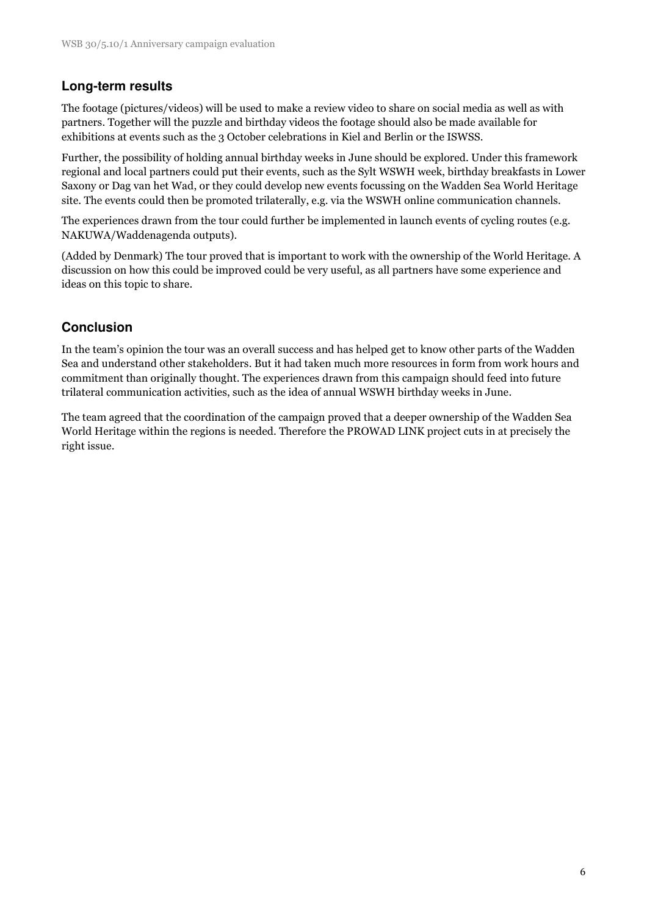## Long-term results

The footage (pictures/videos) will be used to make a review video to share on social media as well as with partners. Together will the puzzle and birthday videos the footage should also be made available for exhibitions at events such as the 3 October celebrations in Kiel and Berlin or the ISWSS.

Further, the possibility of holding annual birthday weeks in June should be explored. Under this framework regional and local partners could put their events, such as the Sylt WSWH week, birthday breakfasts in Lower Saxony or Dag van het Wad, or they could develop new events focussing on the Wadden Sea World Heritage site. The events could then be promoted trilaterally, e.g. via the WSWH online communication channels.

The experiences drawn from the tour could further be implemented in launch events of cycling routes (e.g. NAKUWA/Waddenagenda outputs).

(Added by Denmark) The tour proved that is important to work with the ownership of the World Heritage. A discussion on how this could be improved could be very useful, as all partners have some experience and ideas on this topic to share.

## Conclusion

In the team's opinion the tour was an overall success and has helped get to know other parts of the Wadden Sea and understand other stakeholders. But it had taken much more resources in form from work hours and commitment than originally thought. The experiences drawn from this campaign should feed into future trilateral communication activities, such as the idea of annual WSWH birthday weeks in June.

The team agreed that the coordination of the campaign proved that a deeper ownership of the Wadden Sea World Heritage within the regions is needed. Therefore the PROWAD LINK project cuts in at precisely the right issue.